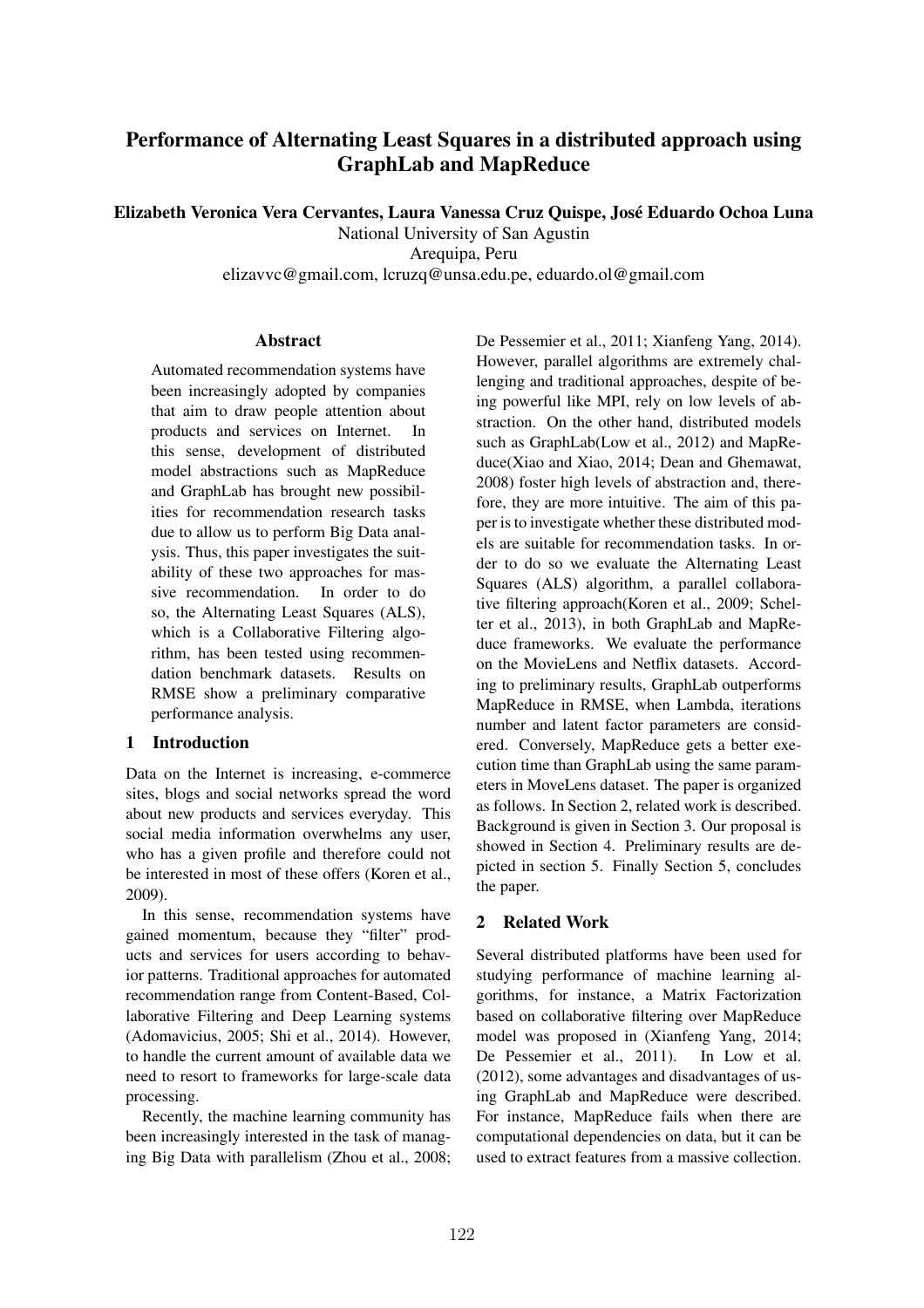# Performance of Alternating Least Squares in a distributed approach using GraphLab and MapReduce

**Elizabeth Veronica Vera Cervantes, Laura Vanessa Cruz Quispe, José Eduardo Ochoa Luna**
National University of San Agustin
Arequipa, Peru
elizavvc@gmail.com, lcruzq@unsa.edu.pe, eduardo.ol@gmail.com

## Abstract

Automated recommendation systems have been increasingly adopted by companies that aim to draw people attention about products and services on Internet. In this sense, development of distributed model abstractions such as MapReduce and GraphLab has brought new possibilities for recommendation research tasks due to allow us to perform Big Data analysis. Thus, this paper investigates the suitability of these two approaches for massive recommendation. In order to do so, the Alternating Least Squares (ALS), which is a Collaborative Filtering algorithm, has been tested using recommendation benchmark datasets. Results on RMSE show a preliminary comparative performance analysis.

## 1 Introduction

Data on the Internet is increasing, e-commerce sites, blogs and social networks spread the word about new products and services everyday. This social media information overwhelms any user, who has a given profile and therefore could not be interested in most of these offers (Koren et al., 2009).

In this sense, recommendation systems have gained momentum, because they "filter" products and services for users according to behavior patterns. Traditional approaches for automated recommendation range from Content-Based, Collaborative Filtering and Deep Learning systems (Adomavicius, 2005; Shi et al., 2014). However, to handle the current amount of available data we need to resort to frameworks for large-scale data processing.

Recently, the machine learning community has been increasingly interested in the task of managing Big Data with parallelism (Zhou et al., 2008; De Pessemier et al., 2011; Xianfeng Yang, 2014). However, parallel algorithms are extremely challenging and traditional approaches, despite of being powerful like MPI, rely on low levels of abstraction. On the other hand, distributed models such as GraphLab(Low et al., 2012) and MapReduce(Xiao and Xiao, 2014; Dean and Ghemawat, 2008) foster high levels of abstraction and, therefore, they are more intuitive. The aim of this paper is to investigate whether these distributed models are suitable for recommendation tasks. In order to do so we evaluate the Alternating Least Squares (ALS) algorithm, a parallel collaborative filtering approach(Koren et al., 2009; Schelter et al., 2013), in both GraphLab and MapReduce frameworks. We evaluate the performance on the MovieLens and Netflix datasets. According to preliminary results, GraphLab outperforms MapReduce in RMSE, when Lambda, iterations number and latent factor parameters are considered. Conversely, MapReduce gets a better execution time than GraphLab using the same parameters in MoveLens dataset. The paper is organized as follows. In Section 2, related work is described. Background is given in Section 3. Our proposal is showed in Section 4. Preliminary results are depicted in section 5. Finally Section 5, concludes the paper.

## 2 Related Work

Several distributed platforms have been used for studying performance of machine learning algorithms, for instance, a Matrix Factorization based on collaborative filtering over MapReduce model was proposed in (Xianfeng Yang, 2014; De Pessemier et al., 2011). In Low et al. (2012), some advantages and disadvantages of using GraphLab and MapReduce were described. For instance, MapReduce fails when there are computational dependencies on data, but it can be used to extract features from a massive collection.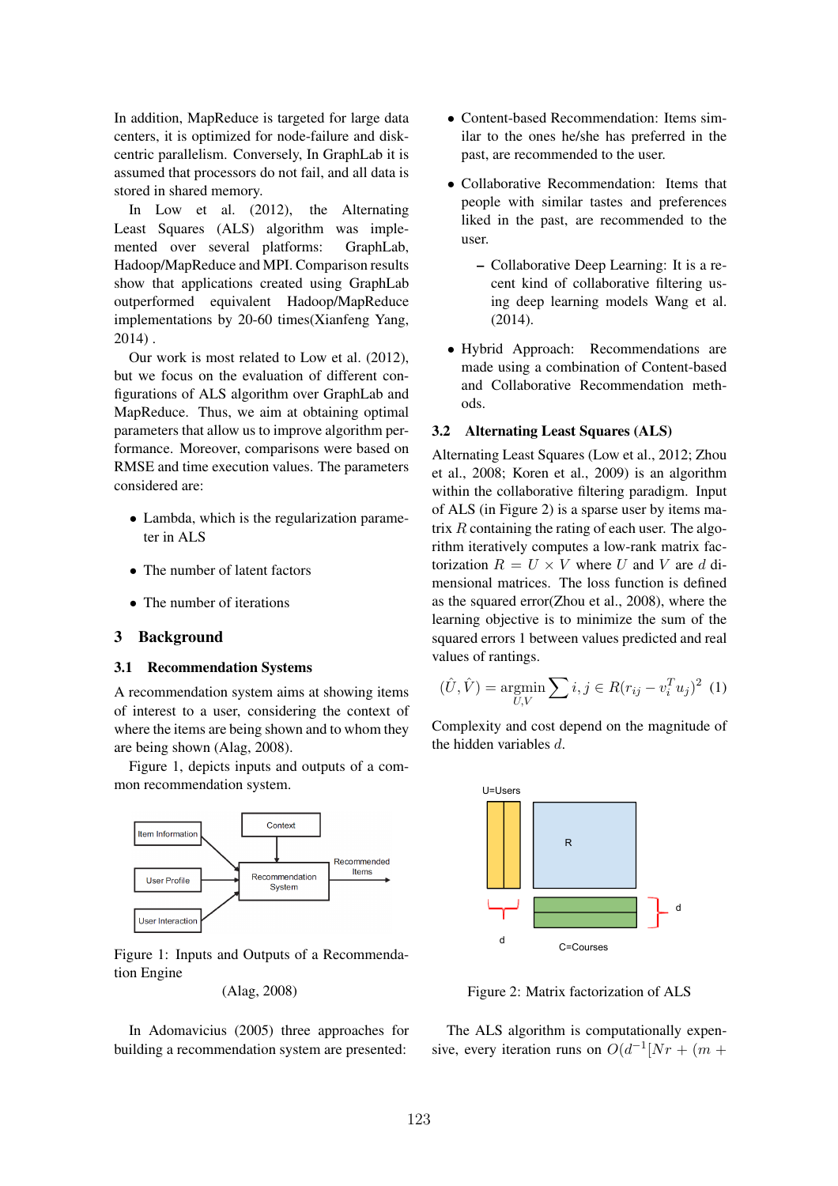In addition, MapReduce is targeted for large data centers, it is optimized for node-failure and disk-centric parallelism. Conversely, In GraphLab it is assumed that processors do not fail, and all data is stored in shared memory.

In Low et al. (2012), the Alternating Least Squares (ALS) algorithm was implemented over several platforms: GraphLab, Hadoop/MapReduce and MPI. Comparison results show that applications created using GraphLab outperformed equivalent Hadoop/MapReduce implementations by 20-60 times(Xianfeng Yang, 2014) .

Our work is most related to Low et al. (2012), but we focus on the evaluation of different configurations of ALS algorithm over GraphLab and MapReduce. Thus, we aim at obtaining optimal parameters that allow us to improve algorithm performance. Moreover, comparisons were based on RMSE and time execution values. The parameters considered are:

- Lambda, which is the regularization parameter in ALS
- The number of latent factors
- The number of iterations

# 3 Background

## 3.1 Recommendation Systems

A recommendation system aims at showing items of interest to a user, considering the context of where the items are being shown and to whom they are being shown (Alag, 2008).

Figure 1, depicts inputs and outputs of a common recommendation system.

Figure 1: Inputs and Outputs of a Recommendation Engine

(Alag, 2008)

In Adomavicius (2005) three approaches for building a recommendation system are presented:

- Content-based Recommendation: Items similar to the ones he/she has preferred in the past, are recommended to the user.
- Collaborative Recommendation: Items that people with similar tastes and preferences liked in the past, are recommended to the user.
  - Collaborative Deep Learning: It is a recent kind of collaborative filtering using deep learning models Wang et al. (2014).
- Hybrid Approach: Recommendations are made using a combination of Content-based and Collaborative Recommendation methods.

## 3.2 Alternating Least Squares (ALS)

Alternating Least Squares (Low et al., 2012; Zhou et al., 2008; Koren et al., 2009) is an algorithm within the collaborative filtering paradigm. Input of ALS (in Figure 2) is a sparse user by items matrix $R$ containing the rating of each user. The algorithm iteratively computes a low-rank matrix factorization $R = U \times V$ where $U$ and $V$ are $d$ dimensional matrices. The loss function is defined as the squared error(Zhou et al., 2008), where the learning objective is to minimize the sum of the squared errors 1 between values predicted and real values of rantings.

$$(\hat{U}, \hat{V}) = \underset{U,V}{\operatorname{argmin}} \sum i, j \in R(r_{ij} - v_i^T u_j)^2 \quad (1)$$

Complexity and cost depend on the magnitude of the hidden variables $d$.

Figure 2: Matrix factorization of ALS

The ALS algorithm is computationally expensive, every iteration runs on $O(d^{-1}[Nr + (m +$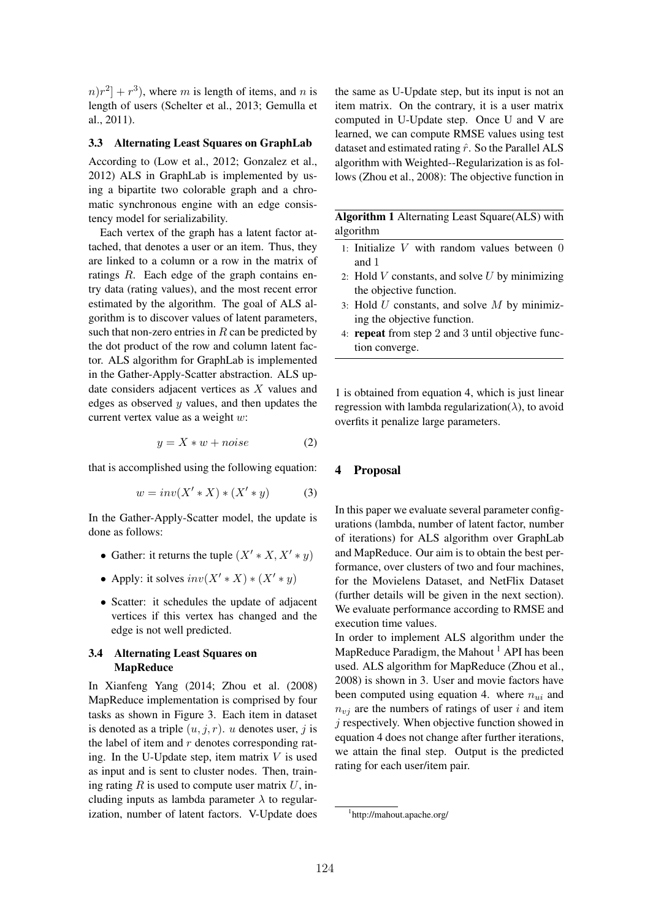$n)r^2] + r^3)$, where $m$ is length of items, and $n$ is length of users (Schelter et al., 2013; Gemulla et al., 2011).

### 3.3 Alternating Least Squares on GraphLab

According to (Low et al., 2012; Gonzalez et al., 2012) ALS in GraphLab is implemented by using a bipartite two colorable graph and a chromatic synchronous engine with an edge consistency model for serializability.

Each vertex of the graph has a latent factor attached, that denotes a user or an item. Thus, they are linked to a column or a row in the matrix of ratings $R$. Each edge of the graph contains entry data (rating values), and the most recent error estimated by the algorithm. The goal of ALS algorithm is to discover values of latent parameters, such that non-zero entries in $R$ can be predicted by the dot product of the row and column latent factor. ALS algorithm for GraphLab is implemented in the Gather-Apply-Scatter abstraction. ALS update considers adjacent vertices as $X$ values and edges as observed $y$ values, and then updates the current vertex value as a weight $w$:

$$y = X * w + noise \tag{2}$$

that is accomplished using the following equation:

$$w = inv(X' * X) * (X' * y) \tag{3}$$

In the Gather-Apply-Scatter model, the update is done as follows:

- Gather: it returns the tuple $(X' * X, X' * y)$
- Apply: it solves $inv(X' * X) * (X' * y)$
- Scatter: it schedules the update of adjacent vertices if this vertex has changed and the edge is not well predicted.

### 3.4 Alternating Least Squares on MapReduce

In Xianfeng Yang (2014; Zhou et al. (2008) MapReduce implementation is comprised by four tasks as shown in Figure 3. Each item in dataset is denoted as a triple $(u, j, r)$. $u$ denotes user, $j$ is the label of item and $r$ denotes corresponding rating. In the U-Update step, item matrix $V$ is used as input and is sent to cluster nodes. Then, training rating $R$ is used to compute user matrix $U$, including inputs as lambda parameter $\lambda$ to regularization, number of latent factors. V-Update does the same as U-Update step, but its input is not an item matrix. On the contrary, it is a user matrix computed in U-Update step. Once U and V are learned, we can compute RMSE values using test dataset and estimated rating $\hat{r}$. So the Parallel ALS algorithm with Weighted--Regularization is as follows (Zhou et al., 2008): The objective function in 1 is obtained from equation 4, which is just linear regression with lambda regularization($\lambda$), to avoid overfits it penalize large parameters.

**Algorithm 1** Alternating Least Square(ALS) with algorithm

1: Initialize $V$ with random values between 0 and 1
2: Hold $V$ constants, and solve $U$ by minimizing the objective function.
3: Hold $U$ constants, and solve $M$ by minimizing the objective function.
4: **repeat** from step 2 and 3 until objective function converge.

## 4 Proposal

In this paper we evaluate several parameter configurations (lambda, number of latent factor, number of iterations) for ALS algorithm over GraphLab and MapReduce. Our aim is to obtain the best performance, over clusters of two and four machines, for the Movielens Dataset, and NetFlix Dataset (further details will be given in the next section). We evaluate performance according to RMSE and execution time values.

In order to implement ALS algorithm under the MapReduce Paradigm, the Mahout [1] API has been used. ALS algorithm for MapReduce (Zhou et al., 2008) is shown in 3. User and movie factors have been computed using equation 4. where $n_{ui}$ and $n_{vj}$ are the numbers of ratings of user $i$ and item $j$ respectively. When objective function showed in equation 4 does not change after further iterations, we attain the final step. Output is the predicted rating for each user/item pair.

[1] http://mahout.apache.org/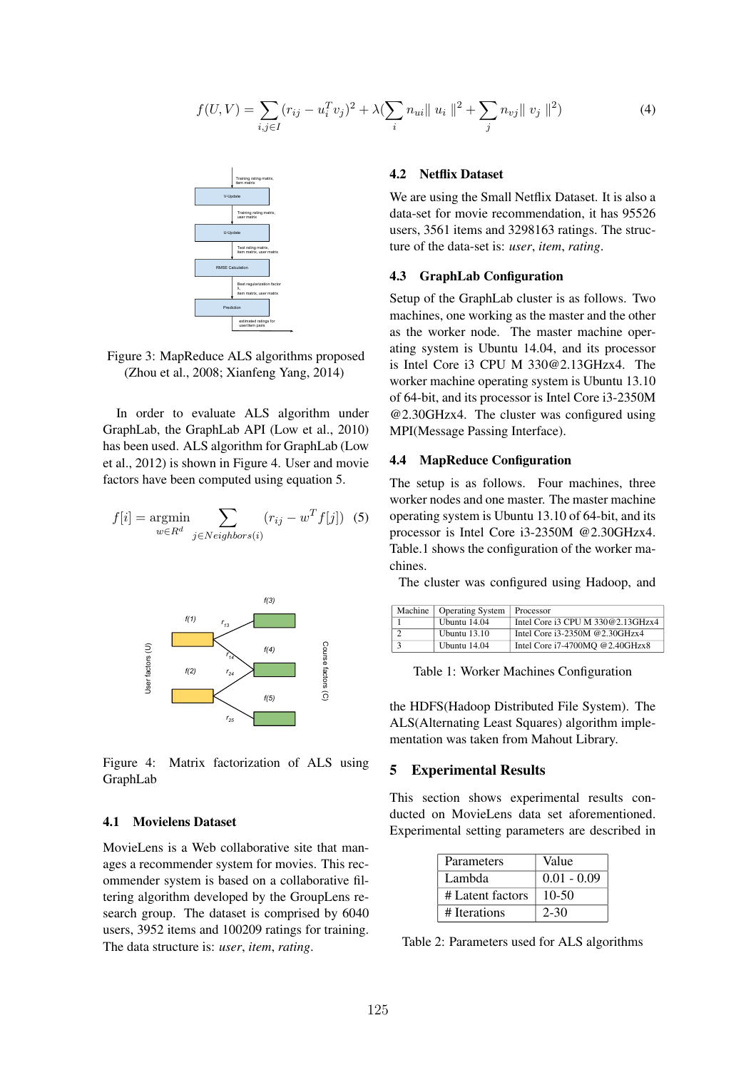$$f(U,V) = \sum_{i,j \in I} (r_{ij} - u_i^T v_j)^2 + \lambda(\sum_i n_{ui} \| u_i \|^2 + \sum_j n_{vj} \| v_j \|^2) \quad (4)$$

Figure 3: MapReduce ALS algorithms proposed (Zhou et al., 2008; Xianfeng Yang, 2014)

In order to evaluate ALS algorithm under GraphLab, the GraphLab API (Low et al., 2010) has been used. ALS algorithm for GraphLab (Low et al., 2012) is shown in Figure 4. User and movie factors have been computed using equation 5.

$$f[i] = \underset{w \in R^d}{\text{argmin}} \sum_{j \in Neighbors(i)} (r_{ij} - w^T f[j]) \quad (5)$$

Figure 4: Matrix factorization of ALS using GraphLab

### 4.1 Movielens Dataset

MovieLens is a Web collaborative site that manages a recommender system for movies. This recommender system is based on a collaborative filtering algorithm developed by the GroupLens research group. The dataset is comprised by 6040 users, 3952 items and 100209 ratings for training. The data structure is: *user*, *item*, *rating*.

### 4.2 Netflix Dataset

We are using the Small Netflix Dataset. It is also a data-set for movie recommendation, it has 95526 users, 3561 items and 3298163 ratings. The structure of the data-set is: *user*, *item*, *rating*.

### 4.3 GraphLab Configuration

Setup of the GraphLab cluster is as follows. Two machines, one working as the master and the other as the worker node. The master machine operating system is Ubuntu 14.04, and its processor is Intel Core i3 CPU M 330@2.13GHzx4. The worker machine operating system is Ubuntu 13.10 of 64-bit, and its processor is Intel Core i3-2350M @2.30GHzx4. The cluster was configured using MPI(Message Passing Interface).

### 4.4 MapReduce Configuration

The setup is as follows. Four machines, three worker nodes and one master. The master machine operating system is Ubuntu 13.10 of 64-bit, and its processor is Intel Core i3-2350M @2.30GHzx4. Table.1 shows the configuration of the worker machines.

The cluster was configured using Hadoop, and the HDFS(Hadoop Distributed File System). The ALS(Alternating Least Squares) algorithm implementation was taken from Mahout Library.

| Machine | Operating System | Processor |
|---|---|---|
| 1 | Ubuntu 14.04 | Intel Core i3 CPU M 330@2.13GHzx4 |
| 2 | Ubuntu 13.10 | Intel Core i3-2350M @2.30GHzx4 |
| 3 | Ubuntu 14.04 | Intel Core i7-4700MQ @2.40GHzx8 |

Table 1: Worker Machines Configuration

## 5 Experimental Results

This section shows experimental results conducted on MovieLens data set aforementioned. Experimental setting parameters are described in

| Parameters | Value |
|---|---|
| Lambda | 0.01 - 0.09 |
| # Latent factors | 10-50 |
| # Iterations | 2-30 |

Table 2: Parameters used for ALS algorithms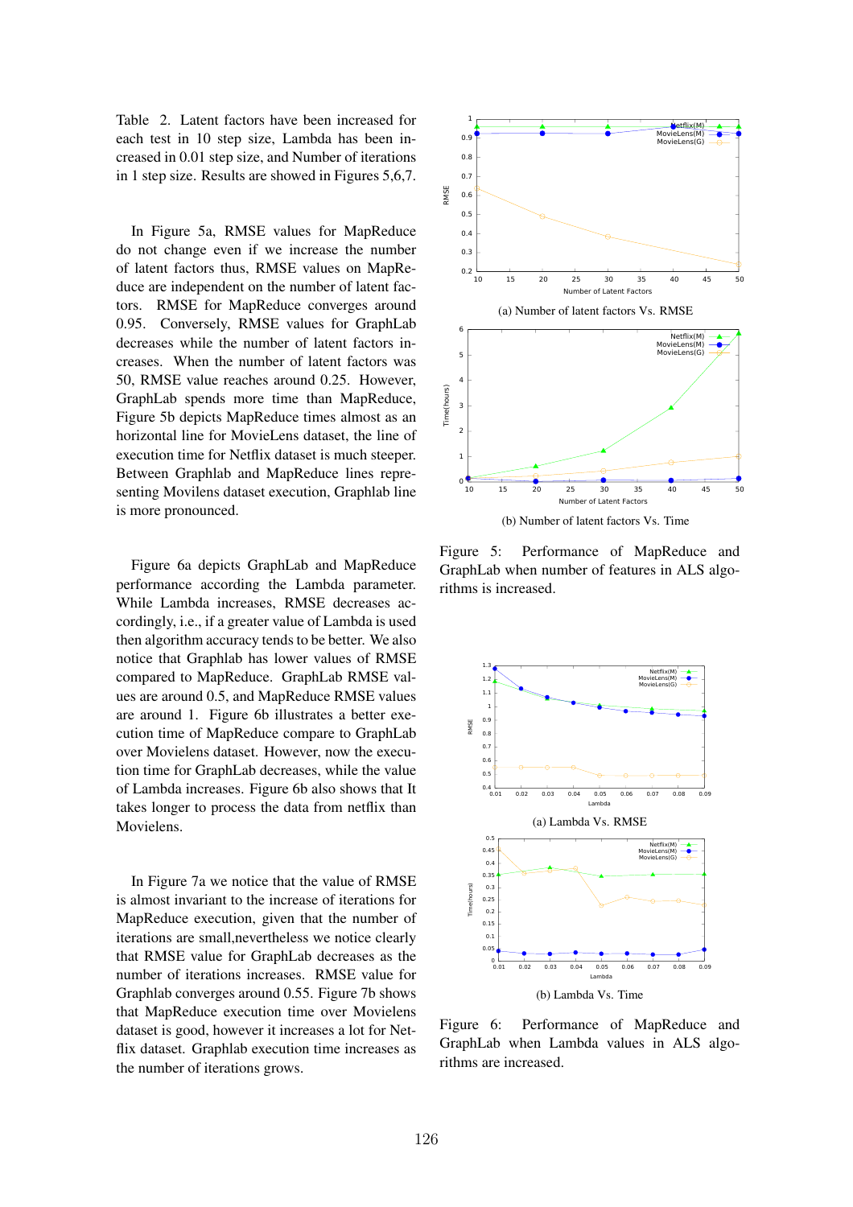Table 2. Latent factors have been increased for each test in 10 step size, Lambda has been increased in 0.01 step size, and Number of iterations in 1 step size. Results are showed in Figures 5,6,7.

In Figure 5a, RMSE values for MapReduce do not change even if we increase the number of latent factors thus, RMSE values on MapReduce are independent on the number of latent factors. RMSE for MapReduce converges around 0.95. Conversely, RMSE values for GraphLab decreases while the number of latent factors increases. When the number of latent factors was 50, RMSE value reaches around 0.25. However, GraphLab spends more time than MapReduce, Figure 5b depicts MapReduce times almost as an horizontal line for MovieLens dataset, the line of execution time for Netflix dataset is much steeper. Between Graphlab and MapReduce lines representing Movilens dataset execution, Graphlab line is more pronounced.

Figure 6a depicts GraphLab and MapReduce performance according the Lambda parameter. While Lambda increases, RMSE decreases accordingly, i.e., if a greater value of Lambda is used then algorithm accuracy tends to be better. We also notice that Graphlab has lower values of RMSE compared to MapReduce. GraphLab RMSE values are around 0.5, and MapReduce RMSE values are around 1. Figure 6b illustrates a better execution time of MapReduce compare to GraphLab over Movielens dataset. However, now the execution time for GraphLab decreases, while the value of Lambda increases. Figure 6b also shows that It takes longer to process the data from netflix than Movielens.

In Figure 7a we notice that the value of RMSE is almost invariant to the increase of iterations for MapReduce execution, given that the number of iterations are small,nevertheless we notice clearly that RMSE value for GraphLab decreases as the number of iterations increases. RMSE value for Graphlab converges around 0.55. Figure 7b shows that MapReduce execution time over Movielens dataset is good, however it increases a lot for Netflix dataset. Graphlab execution time increases as the number of iterations grows.

(a) Number of latent factors Vs. RMSE

(b) Number of latent factors Vs. Time

Figure 5: Performance of MapReduce and GraphLab when number of features in ALS algorithms is increased.

(a) Lambda Vs. RMSE

(b) Lambda Vs. Time

Figure 6: Performance of MapReduce and GraphLab when Lambda values in ALS algorithms are increased.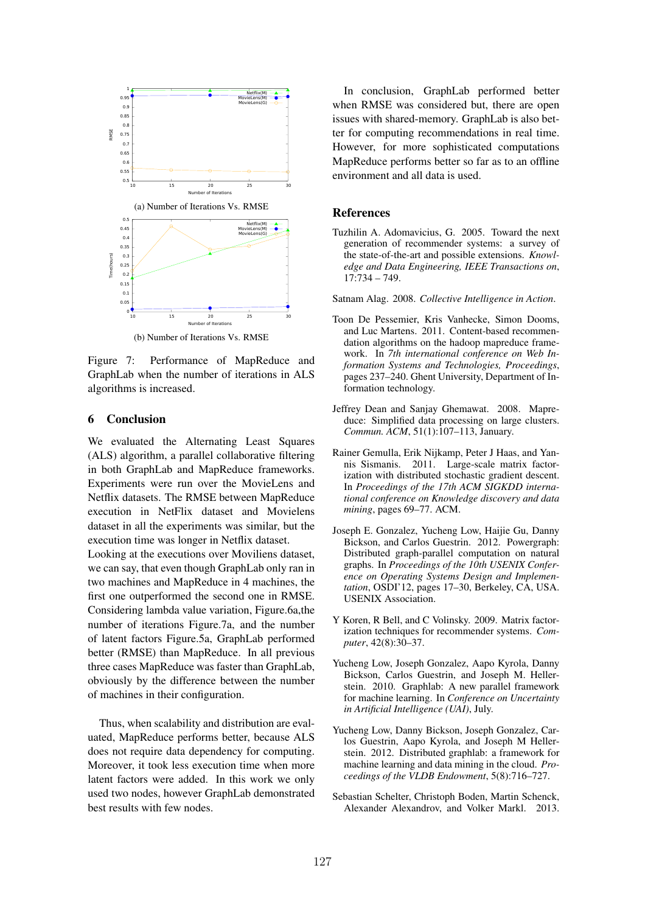(a) Number of Iterations Vs. RMSE

(b) Number of Iterations Vs. RMSE

Figure 7: Performance of MapReduce and GraphLab when the number of iterations in ALS algorithms is increased.

## 6 Conclusion

We evaluated the Alternating Least Squares (ALS) algorithm, a parallel collaborative filtering in both GraphLab and MapReduce frameworks. Experiments were run over the MovieLens and Netflix datasets. The RMSE between MapReduce execution in NetFlix dataset and Movielens dataset in all the experiments was similar, but the execution time was longer in Netflix dataset.
Looking at the executions over Moviliens dataset, we can say, that even though GraphLab only ran in two machines and MapReduce in 4 machines, the first one outperformed the second one in RMSE. Considering lambda value variation, Figure.6a,the number of iterations Figure.7a, and the number of latent factors Figure.5a, GraphLab performed better (RMSE) than MapReduce. In all previous three cases MapReduce was faster than GraphLab, obviously by the difference between the number of machines in their configuration.

Thus, when scalability and distribution are evaluated, MapReduce performs better, because ALS does not require data dependency for computing. Moreover, it took less execution time when more latent factors were added. In this work we only used two nodes, however GraphLab demonstrated best results with few nodes.

In conclusion, GraphLab performed better when RMSE was considered but, there are open issues with shared-memory. GraphLab is also better for computing recommendations in real time. However, for more sophisticated computations MapReduce performs better so far as to an offline environment and all data is used.

## References

Tuzhilin A. Adomavicius, G. 2005. Toward the next generation of recommender systems: a survey of the state-of-the-art and possible extensions. *Knowledge and Data Engineering, IEEE Transactions on*, 17:734 – 749.

Satnam Alag. 2008. *Collective Intelligence in Action*.

Toon De Pessemier, Kris Vanhecke, Simon Dooms, and Luc Martens. 2011. Content-based recommendation algorithms on the hadoop mapreduce framework. In *7th international conference on Web Information Systems and Technologies, Proceedings*, pages 237–240. Ghent University, Department of Information technology.

Jeffrey Dean and Sanjay Ghemawat. 2008. Mapreduce: Simplified data processing on large clusters. *Commun. ACM*, 51(1):107–113, January.

Rainer Gemulla, Erik Nijkamp, Peter J Haas, and Yannis Sismanis. 2011. Large-scale matrix factorization with distributed stochastic gradient descent. In *Proceedings of the 17th ACM SIGKDD international conference on Knowledge discovery and data mining*, pages 69–77. ACM.

Joseph E. Gonzalez, Yucheng Low, Haijie Gu, Danny Bickson, and Carlos Guestrin. 2012. Powergraph: Distributed graph-parallel computation on natural graphs. In *Proceedings of the 10th USENIX Conference on Operating Systems Design and Implementation*, OSDI'12, pages 17–30, Berkeley, CA, USA. USENIX Association.

Y Koren, R Bell, and C Volinsky. 2009. Matrix factorization techniques for recommender systems. *Computer*, 42(8):30–37.

Yucheng Low, Joseph Gonzalez, Aapo Kyrola, Danny Bickson, Carlos Guestrin, and Joseph M. Hellerstein. 2010. Graphlab: A new parallel framework for machine learning. In *Conference on Uncertainty in Artificial Intelligence (UAI)*, July.

Yucheng Low, Danny Bickson, Joseph Gonzalez, Carlos Guestrin, Aapo Kyrola, and Joseph M Hellerstein. 2012. Distributed graphlab: a framework for machine learning and data mining in the cloud. *Proceedings of the VLDB Endowment*, 5(8):716–727.

Sebastian Schelter, Christoph Boden, Martin Schenck, Alexander Alexandrov, and Volker Markl. 2013.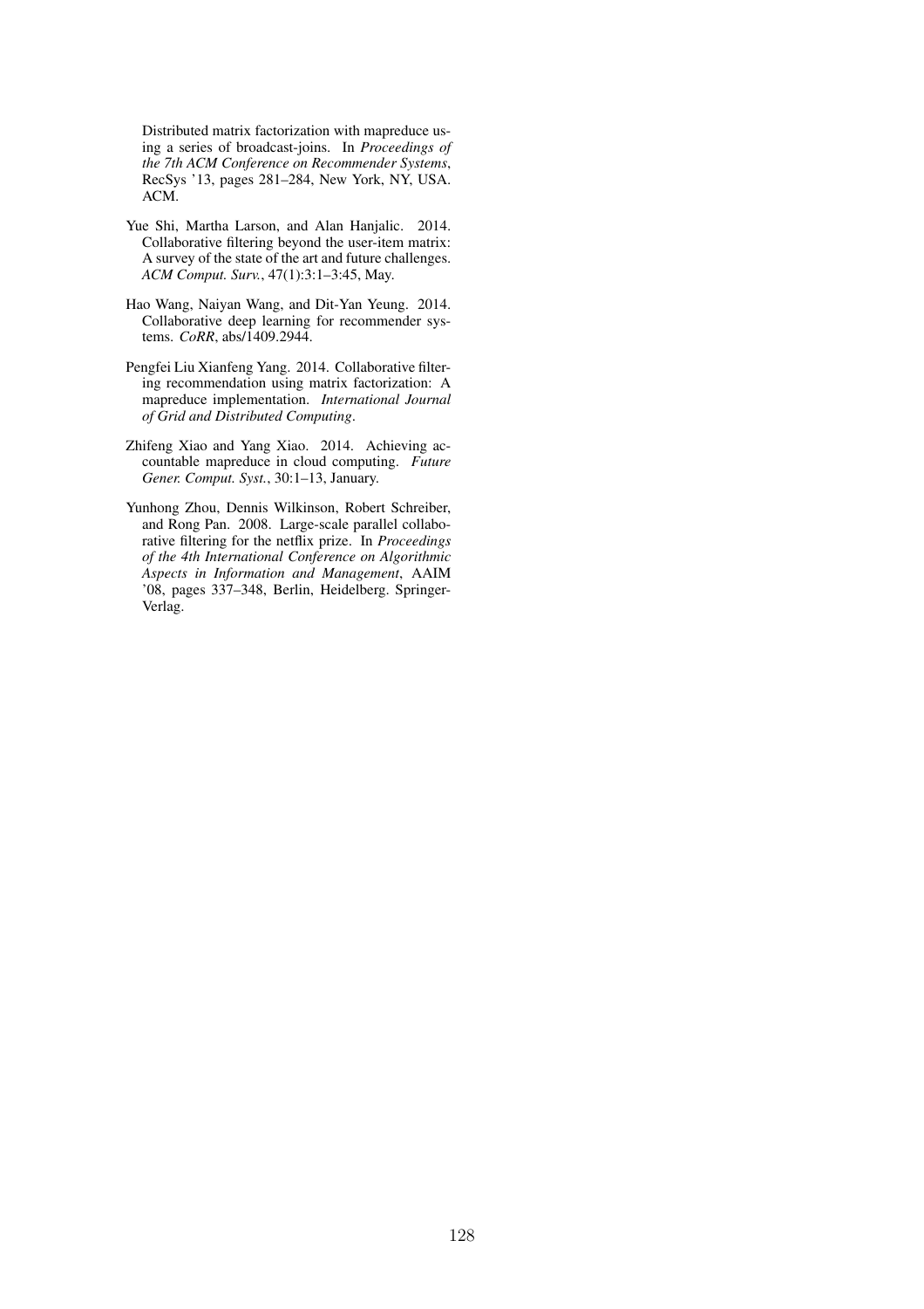Distributed matrix factorization with mapreduce using a series of broadcast-joins. In *Proceedings of the 7th ACM Conference on Recommender Systems*, RecSys '13, pages 281–284, New York, NY, USA. ACM.

Yue Shi, Martha Larson, and Alan Hanjalic. 2014. Collaborative filtering beyond the user-item matrix: A survey of the state of the art and future challenges. *ACM Comput. Surv.*, 47(1):3:1–3:45, May.

Hao Wang, Naiyan Wang, and Dit-Yan Yeung. 2014. Collaborative deep learning for recommender systems. *CoRR*, abs/1409.2944.

Pengfei Liu Xianfeng Yang. 2014. Collaborative filtering recommendation using matrix factorization: A mapreduce implementation. *International Journal of Grid and Distributed Computing*.

Zhifeng Xiao and Yang Xiao. 2014. Achieving accountable mapreduce in cloud computing. *Future Gener. Comput. Syst.*, 30:1–13, January.

Yunhong Zhou, Dennis Wilkinson, Robert Schreiber, and Rong Pan. 2008. Large-scale parallel collaborative filtering for the netflix prize. In *Proceedings of the 4th International Conference on Algorithmic Aspects in Information and Management*, AAIM '08, pages 337–348, Berlin, Heidelberg. Springer-Verlag.